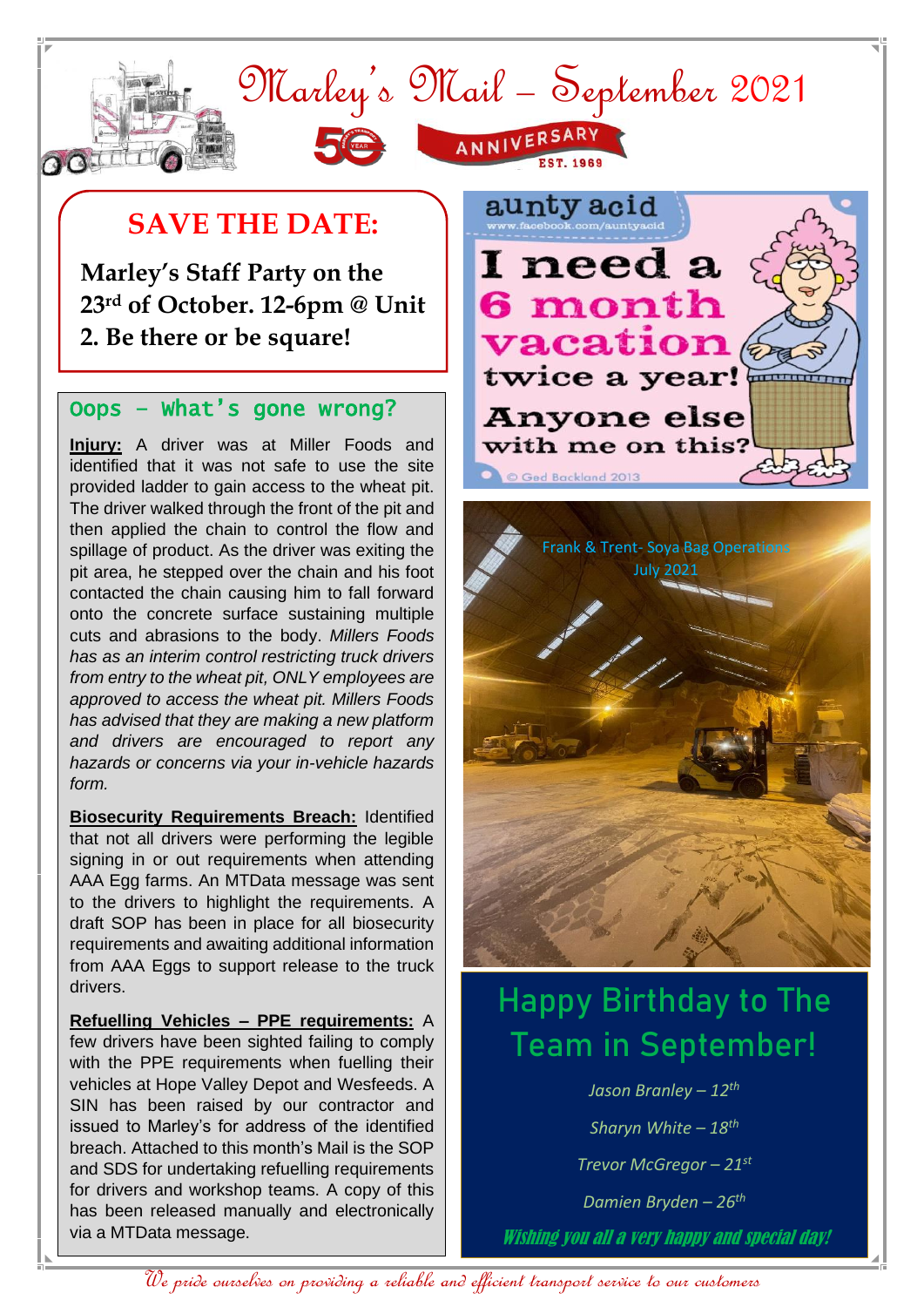# Marley's Mail – September 2021

50 YEAR ANNIVERSARY EST. 1969

## SAVE THE DATE:

**Marley's Staff Party on the 23rd of October. 12-6pm @ Unit 2. Be there or be square!**

## Oops – What's gone wrong?

**Injury:** A driver was at Miller Foods and identified that it was not safe to use the site provided ladder to gain access to the wheat pit. The driver walked through the front of the pit and then applied the chain to control the flow and spillage of product. As the driver was exiting the pit area, he stepped over the chain and his foot contacted the chain causing him to fall forward onto the concrete surface sustaining multiple cuts and abrasions to the body. *Millers Foods has as an interim control restricting truck drivers from entry to the wheat pit, ONLY employees are approved to access the wheat pit. Millers Foods has advised that they are making a new platform and drivers are encouraged to report any hazards or concerns via your in-vehicle hazards form.*

**Biosecurity Requirements Breach:** Identified that not all drivers were performing the legible signing in or out requirements when attending AAA Egg farms. An MTData message was sent to the drivers to highlight the requirements. A draft SOP has been in place for all biosecurity requirements and awaiting additional information from AAA Eggs to support release to the truck drivers.

**Refuelling Vehicles – PPE requirements:** A few drivers have been sighted failing to comply with the PPE requirements when fuelling their vehicles at Hope Valley Depot and Wesfeeds. A SIN has been raised by our contractor and issued to Marley's for address of the identified breach. Attached to this month's Mail is the SOP and SDS for undertaking refuelling requirements for drivers and workshop teams. A copy of this has been released manually and electronically via a MTData message.

aunty acid
www.facebook.com/auntyacid

I need a 6 month vacation twice a year! Anyone else with me on this?

© Ged Backland 2013

Frank & Trent- Soya Bag Operations July 2021

## Happy Birthday to The Team in September!

*Jason Branley – 12th*

*Sharyn White – 18th*

*Trevor McGregor – 21st*

*Damien Bryden – 26th*

***Wishing you all a very happy and special day!***

*We pride ourselves on providing a reliable and efficient transport service to our customers*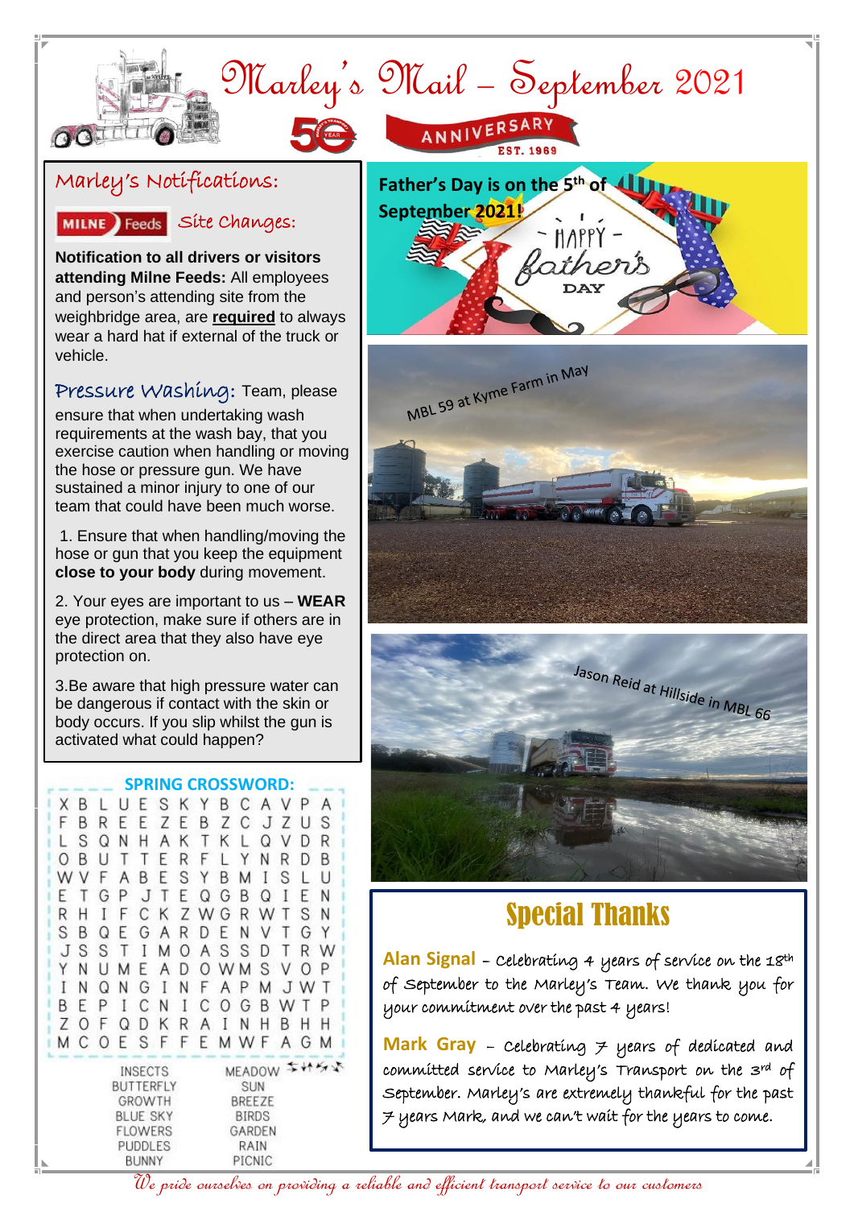# Marley's Mail – September 2021

ANNIVERSARY EST. 1969

## Marley's Notifications:

### MILNE Feeds Site Changes:

**Notification to all drivers or visitors attending Milne Feeds:** All employees and person's attending site from the weighbridge area, are **required** to always wear a hard hat if external of the truck or vehicle.

### Pressure Washing:

Team, please ensure that when undertaking wash requirements at the wash bay, that you exercise caution when handling or moving the hose or pressure gun. We have sustained a minor injury to one of our team that could have been much worse.

1. Ensure that when handling/moving the hose or gun that you keep the equipment **close to your body** during movement.
2. Your eyes are important to us – **WEAR** eye protection, make sure if others are in the direct area that they also have eye protection on.
3. Be aware that high pressure water can be dangerous if contact with the skin or body occurs. If you slip whilst the gun is activated what could happen?

**Father's Day is on the 5th of September 2021!**

HAPPY fathers DAY

MBL 59 at Kyme Farm in May

Jason Reid at Hillside in MBL 66

## SPRING CROSSWORD:

```
X B L U E S K Y B C A V P A
F B R E E Z E B Z C J Z U S
L S Q N H A K T K L Q V D R
O B U T T E R F L Y N R D B
W V F A B E S Y B M I S L U
E T G P J T E Q G B Q I E N
R H I F C K Z W G R W T S N
S B Q E G A R D E N V T G Y
J S S T I M O A S S D T R W
Y N U M E A D O W M S V O P
I N Q N G I N F A P M J W T
B E P I C N I C O G B W T P
Z O F Q D K R A I N H B H H
M C O E S F F E M W F A G M
```

| | |
|---|---|
| INSECTS | MEADOW |
| BUTTERFLY | SUN |
| GROWTH | BREEZE |
| BLUE SKY | BIRDS |
| FLOWERS | GARDEN |
| PUDDLES | RAIN |
| BUNNY | PICNIC |

## Special Thanks

**Alan Signal** – Celebrating 4 years of service on the 18th of September to the Marley's Team. We thank you for your commitment over the past 4 years!

**Mark Gray** – Celebrating 7 years of dedicated and committed service to Marley's Transport on the 3rd of September. Marley's are extremely thankful for the past 7 years Mark, and we can't wait for the years to come.

*We pride ourselves on providing a reliable and efficient transport service to our customers*